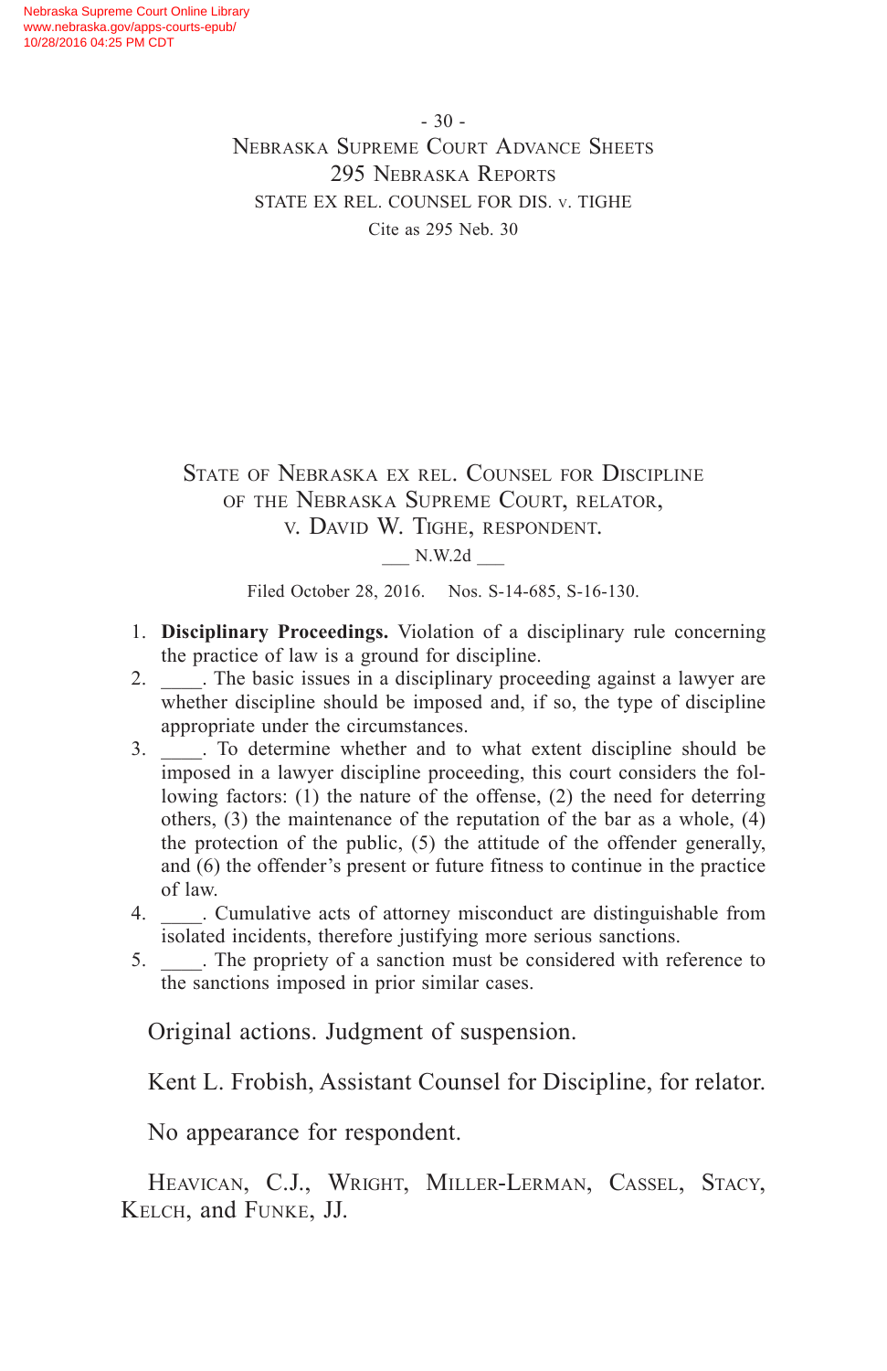# State of Nebraska ex rel. Counsel for Discipline of the Nebraska Supreme Court, relator, v. David W. Tighe, respondent.

___ N.W.2d ___

Filed October 28, 2016. Nos. S-14-685, S-16-130.

1. **Disciplinary Proceedings.** Violation of a disciplinary rule concerning the practice of law is a ground for discipline.
2. ____. The basic issues in a disciplinary proceeding against a lawyer are whether discipline should be imposed and, if so, the type of discipline appropriate under the circumstances.
3. ____. To determine whether and to what extent discipline should be imposed in a lawyer discipline proceeding, this court considers the following factors: (1) the nature of the offense, (2) the need for deterring others, (3) the maintenance of the reputation of the bar as a whole, (4) the protection of the public, (5) the attitude of the offender generally, and (6) the offender's present or future fitness to continue in the practice of law.
4. ____. Cumulative acts of attorney misconduct are distinguishable from isolated incidents, therefore justifying more serious sanctions.
5. ____. The propriety of a sanction must be considered with reference to the sanctions imposed in prior similar cases.

Original actions. Judgment of suspension.

Kent L. Frobish, Assistant Counsel for Discipline, for relator.

No appearance for respondent.

Heavican, C.J., Wright, Miller-Lerman, Cassel, Stacy, Kelch, and Funke, JJ.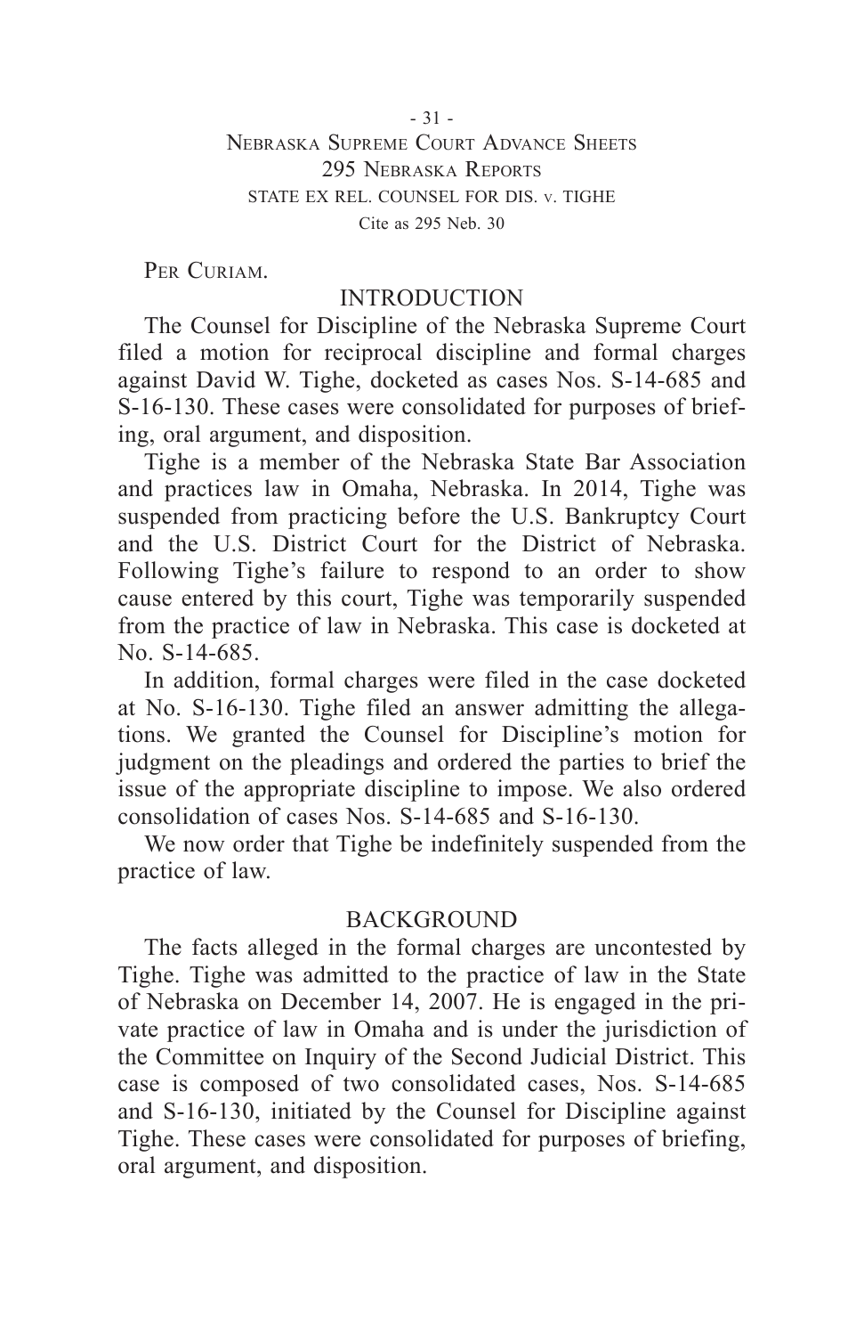Per Curiam.

## INTRODUCTION

The Counsel for Discipline of the Nebraska Supreme Court filed a motion for reciprocal discipline and formal charges against David W. Tighe, docketed as cases Nos. S-14-685 and S-16-130. These cases were consolidated for purposes of briefing, oral argument, and disposition.

Tighe is a member of the Nebraska State Bar Association and practices law in Omaha, Nebraska. In 2014, Tighe was suspended from practicing before the U.S. Bankruptcy Court and the U.S. District Court for the District of Nebraska. Following Tighe's failure to respond to an order to show cause entered by this court, Tighe was temporarily suspended from the practice of law in Nebraska. This case is docketed at No. S-14-685.

In addition, formal charges were filed in the case docketed at No. S-16-130. Tighe filed an answer admitting the allegations. We granted the Counsel for Discipline's motion for judgment on the pleadings and ordered the parties to brief the issue of the appropriate discipline to impose. We also ordered consolidation of cases Nos. S-14-685 and S-16-130.

We now order that Tighe be indefinitely suspended from the practice of law.

## BACKGROUND

The facts alleged in the formal charges are uncontested by Tighe. Tighe was admitted to the practice of law in the State of Nebraska on December 14, 2007. He is engaged in the private practice of law in Omaha and is under the jurisdiction of the Committee on Inquiry of the Second Judicial District. This case is composed of two consolidated cases, Nos. S-14-685 and S-16-130, initiated by the Counsel for Discipline against Tighe. These cases were consolidated for purposes of briefing, oral argument, and disposition.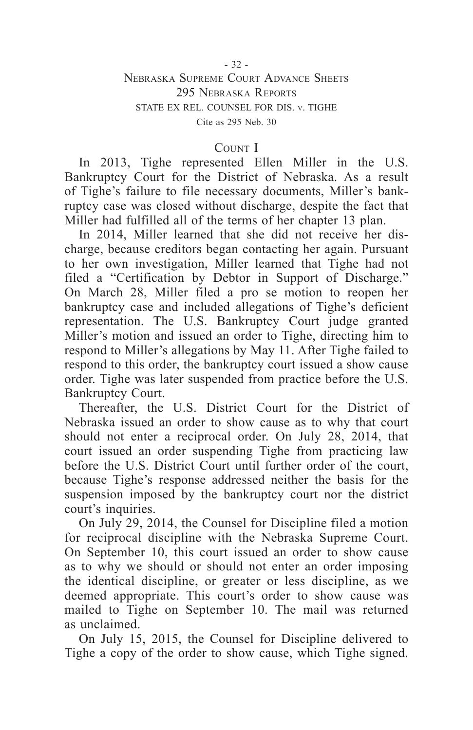## COUNT I

In 2013, Tighe represented Ellen Miller in the U.S. Bankruptcy Court for the District of Nebraska. As a result of Tighe's failure to file necessary documents, Miller's bankruptcy case was closed without discharge, despite the fact that Miller had fulfilled all of the terms of her chapter 13 plan.

In 2014, Miller learned that she did not receive her discharge, because creditors began contacting her again. Pursuant to her own investigation, Miller learned that Tighe had not filed a "Certification by Debtor in Support of Discharge." On March 28, Miller filed a pro se motion to reopen her bankruptcy case and included allegations of Tighe's deficient representation. The U.S. Bankruptcy Court judge granted Miller's motion and issued an order to Tighe, directing him to respond to Miller's allegations by May 11. After Tighe failed to respond to this order, the bankruptcy court issued a show cause order. Tighe was later suspended from practice before the U.S. Bankruptcy Court.

Thereafter, the U.S. District Court for the District of Nebraska issued an order to show cause as to why that court should not enter a reciprocal order. On July 28, 2014, that court issued an order suspending Tighe from practicing law before the U.S. District Court until further order of the court, because Tighe's response addressed neither the basis for the suspension imposed by the bankruptcy court nor the district court's inquiries.

On July 29, 2014, the Counsel for Discipline filed a motion for reciprocal discipline with the Nebraska Supreme Court. On September 10, this court issued an order to show cause as to why we should or should not enter an order imposing the identical discipline, or greater or less discipline, as we deemed appropriate. This court's order to show cause was mailed to Tighe on September 10. The mail was returned as unclaimed.

On July 15, 2015, the Counsel for Discipline delivered to Tighe a copy of the order to show cause, which Tighe signed.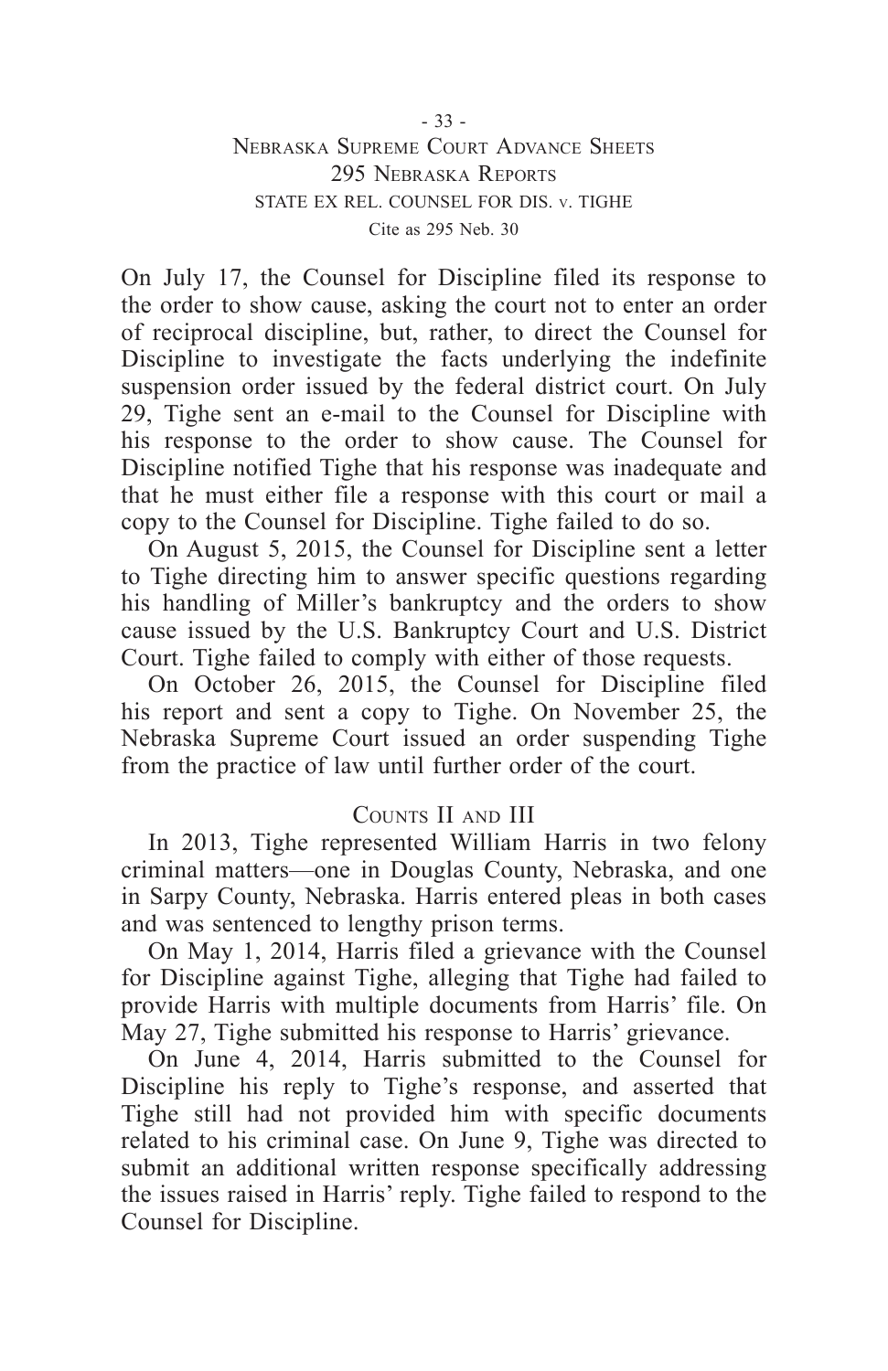On July 17, the Counsel for Discipline filed its response to the order to show cause, asking the court not to enter an order of reciprocal discipline, but, rather, to direct the Counsel for Discipline to investigate the facts underlying the indefinite suspension order issued by the federal district court. On July 29, Tighe sent an e-mail to the Counsel for Discipline with his response to the order to show cause. The Counsel for Discipline notified Tighe that his response was inadequate and that he must either file a response with this court or mail a copy to the Counsel for Discipline. Tighe failed to do so.

On August 5, 2015, the Counsel for Discipline sent a letter to Tighe directing him to answer specific questions regarding his handling of Miller's bankruptcy and the orders to show cause issued by the U.S. Bankruptcy Court and U.S. District Court. Tighe failed to comply with either of those requests.

On October 26, 2015, the Counsel for Discipline filed his report and sent a copy to Tighe. On November 25, the Nebraska Supreme Court issued an order suspending Tighe from the practice of law until further order of the court.

## Counts II and III

In 2013, Tighe represented William Harris in two felony criminal matters—one in Douglas County, Nebraska, and one in Sarpy County, Nebraska. Harris entered pleas in both cases and was sentenced to lengthy prison terms.

On May 1, 2014, Harris filed a grievance with the Counsel for Discipline against Tighe, alleging that Tighe had failed to provide Harris with multiple documents from Harris' file. On May 27, Tighe submitted his response to Harris' grievance.

On June 4, 2014, Harris submitted to the Counsel for Discipline his reply to Tighe's response, and asserted that Tighe still had not provided him with specific documents related to his criminal case. On June 9, Tighe was directed to submit an additional written response specifically addressing the issues raised in Harris' reply. Tighe failed to respond to the Counsel for Discipline.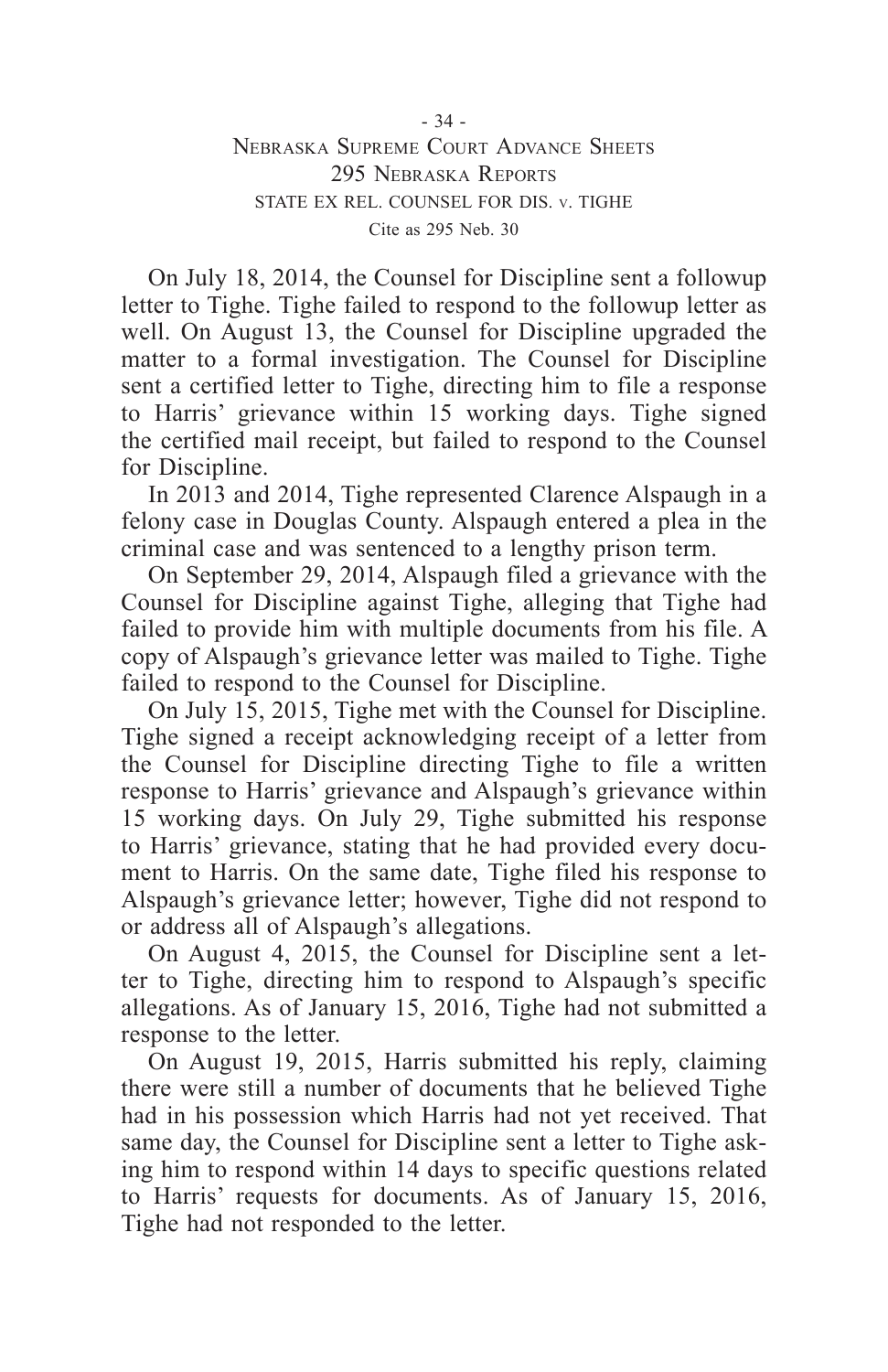On July 18, 2014, the Counsel for Discipline sent a followup letter to Tighe. Tighe failed to respond to the followup letter as well. On August 13, the Counsel for Discipline upgraded the matter to a formal investigation. The Counsel for Discipline sent a certified letter to Tighe, directing him to file a response to Harris' grievance within 15 working days. Tighe signed the certified mail receipt, but failed to respond to the Counsel for Discipline.

In 2013 and 2014, Tighe represented Clarence Alspaugh in a felony case in Douglas County. Alspaugh entered a plea in the criminal case and was sentenced to a lengthy prison term.

On September 29, 2014, Alspaugh filed a grievance with the Counsel for Discipline against Tighe, alleging that Tighe had failed to provide him with multiple documents from his file. A copy of Alspaugh's grievance letter was mailed to Tighe. Tighe failed to respond to the Counsel for Discipline.

On July 15, 2015, Tighe met with the Counsel for Discipline. Tighe signed a receipt acknowledging receipt of a letter from the Counsel for Discipline directing Tighe to file a written response to Harris' grievance and Alspaugh's grievance within 15 working days. On July 29, Tighe submitted his response to Harris' grievance, stating that he had provided every document to Harris. On the same date, Tighe filed his response to Alspaugh's grievance letter; however, Tighe did not respond to or address all of Alspaugh's allegations.

On August 4, 2015, the Counsel for Discipline sent a letter to Tighe, directing him to respond to Alspaugh's specific allegations. As of January 15, 2016, Tighe had not submitted a response to the letter.

On August 19, 2015, Harris submitted his reply, claiming there were still a number of documents that he believed Tighe had in his possession which Harris had not yet received. That same day, the Counsel for Discipline sent a letter to Tighe asking him to respond within 14 days to specific questions related to Harris' requests for documents. As of January 15, 2016, Tighe had not responded to the letter.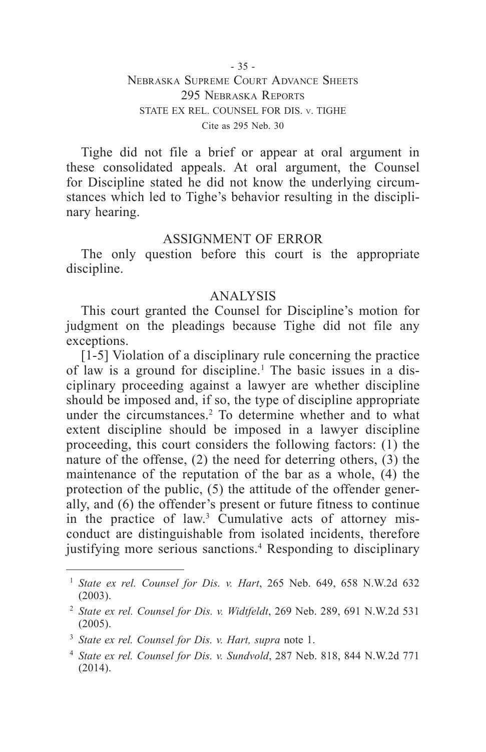Tighe did not file a brief or appear at oral argument in these consolidated appeals. At oral argument, the Counsel for Discipline stated he did not know the underlying circumstances which led to Tighe's behavior resulting in the disciplinary hearing.

## ASSIGNMENT OF ERROR

The only question before this court is the appropriate discipline.

## ANALYSIS

This court granted the Counsel for Discipline's motion for judgment on the pleadings because Tighe did not file any exceptions.

[1-5] Violation of a disciplinary rule concerning the practice of law is a ground for discipline.[1] The basic issues in a disciplinary proceeding against a lawyer are whether discipline should be imposed and, if so, the type of discipline appropriate under the circumstances.[2] To determine whether and to what extent discipline should be imposed in a lawyer discipline proceeding, this court considers the following factors: (1) the nature of the offense, (2) the need for deterring others, (3) the maintenance of the reputation of the bar as a whole, (4) the protection of the public, (5) the attitude of the offender generally, and (6) the offender's present or future fitness to continue in the practice of law.[3] Cumulative acts of attorney misconduct are distinguishable from isolated incidents, therefore justifying more serious sanctions.[4] Responding to disciplinary

---

[1] *State ex rel. Counsel for Dis. v. Hart*, 265 Neb. 649, 658 N.W.2d 632 (2003).

[2] *State ex rel. Counsel for Dis. v. Widtfeldt*, 269 Neb. 289, 691 N.W.2d 531 (2005).

[3] *State ex rel. Counsel for Dis. v. Hart, supra* note 1.

[4] *State ex rel. Counsel for Dis. v. Sundvold*, 287 Neb. 818, 844 N.W.2d 771 (2014).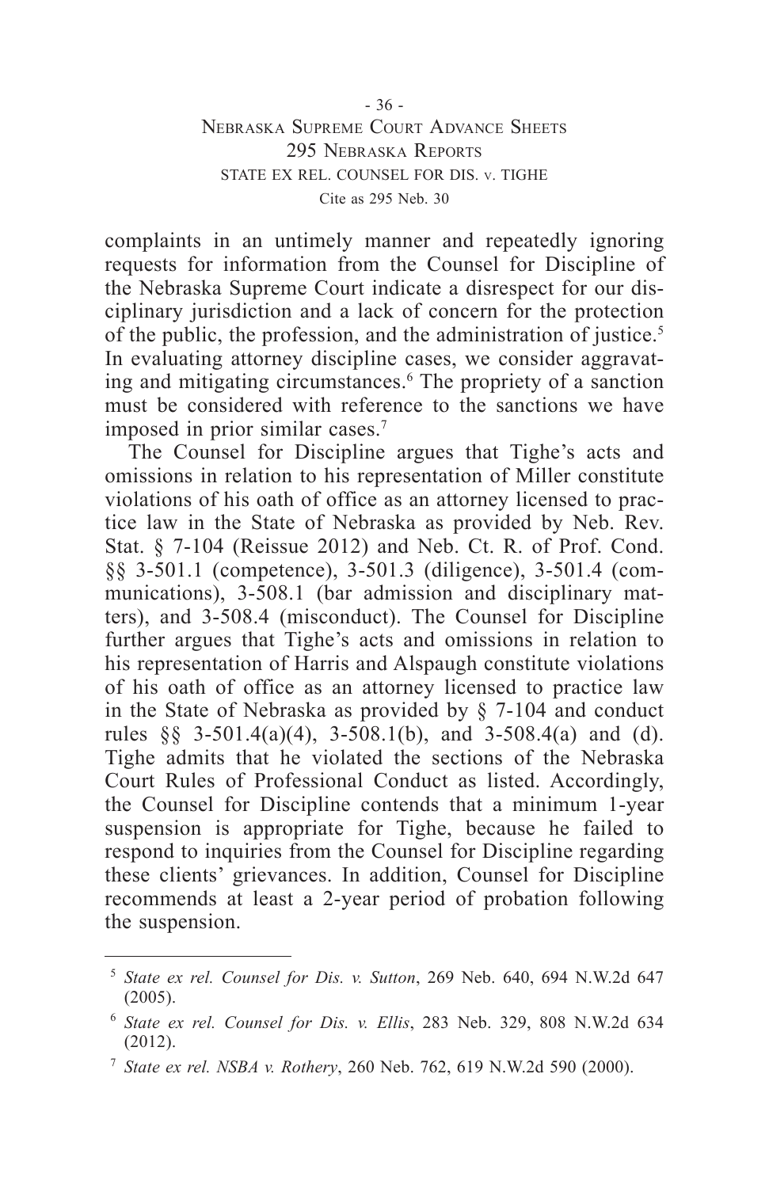complaints in an untimely manner and repeatedly ignoring requests for information from the Counsel for Discipline of the Nebraska Supreme Court indicate a disrespect for our disciplinary jurisdiction and a lack of concern for the protection of the public, the profession, and the administration of justice.[5] In evaluating attorney discipline cases, we consider aggravating and mitigating circumstances.[6] The propriety of a sanction must be considered with reference to the sanctions we have imposed in prior similar cases.[7]

The Counsel for Discipline argues that Tighe's acts and omissions in relation to his representation of Miller constitute violations of his oath of office as an attorney licensed to practice law in the State of Nebraska as provided by Neb. Rev. Stat. § 7-104 (Reissue 2012) and Neb. Ct. R. of Prof. Cond. §§ 3-501.1 (competence), 3-501.3 (diligence), 3-501.4 (communications), 3-508.1 (bar admission and disciplinary matters), and 3-508.4 (misconduct). The Counsel for Discipline further argues that Tighe's acts and omissions in relation to his representation of Harris and Alspaugh constitute violations of his oath of office as an attorney licensed to practice law in the State of Nebraska as provided by § 7-104 and conduct rules §§ 3-501.4(a)(4), 3-508.1(b), and 3-508.4(a) and (d). Tighe admits that he violated the sections of the Nebraska Court Rules of Professional Conduct as listed. Accordingly, the Counsel for Discipline contends that a minimum 1-year suspension is appropriate for Tighe, because he failed to respond to inquiries from the Counsel for Discipline regarding these clients' grievances. In addition, Counsel for Discipline recommends at least a 2-year period of probation following the suspension.

---

[5] *State ex rel. Counsel for Dis. v. Sutton*, 269 Neb. 640, 694 N.W.2d 647 (2005).

[6] *State ex rel. Counsel for Dis. v. Ellis*, 283 Neb. 329, 808 N.W.2d 634 (2012).

[7] *State ex rel. NSBA v. Rothery*, 260 Neb. 762, 619 N.W.2d 590 (2000).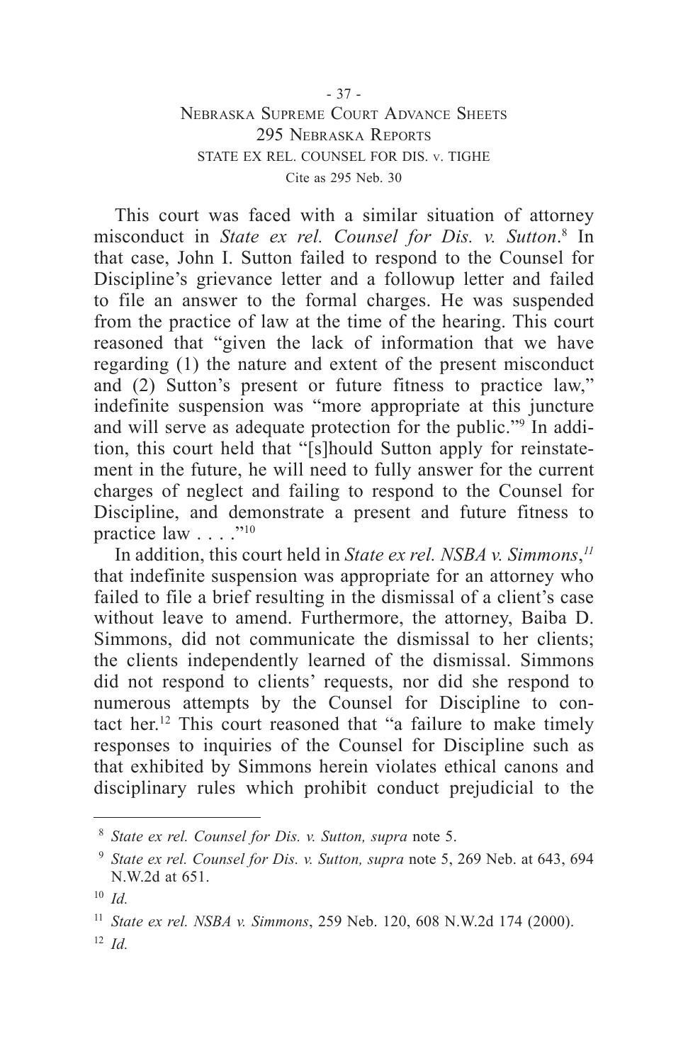This court was faced with a similar situation of attorney misconduct in *State ex rel. Counsel for Dis. v. Sutton*.[8] In that case, John I. Sutton failed to respond to the Counsel for Discipline's grievance letter and a followup letter and failed to file an answer to the formal charges. He was suspended from the practice of law at the time of the hearing. This court reasoned that "given the lack of information that we have regarding (1) the nature and extent of the present misconduct and (2) Sutton's present or future fitness to practice law," indefinite suspension was "more appropriate at this juncture and will serve as adequate protection for the public."[9] In addition, this court held that "[s]hould Sutton apply for reinstatement in the future, he will need to fully answer for the current charges of neglect and failing to respond to the Counsel for Discipline, and demonstrate a present and future fitness to practice law . . . ."[10]

In addition, this court held in *State ex rel. NSBA v. Simmons*,[11] that indefinite suspension was appropriate for an attorney who failed to file a brief resulting in the dismissal of a client's case without leave to amend. Furthermore, the attorney, Baiba D. Simmons, did not communicate the dismissal to her clients; the clients independently learned of the dismissal. Simmons did not respond to clients' requests, nor did she respond to numerous attempts by the Counsel for Discipline to contact her.[12] This court reasoned that "a failure to make timely responses to inquiries of the Counsel for Discipline such as that exhibited by Simmons herein violates ethical canons and disciplinary rules which prohibit conduct prejudicial to the

---

[8] *State ex rel. Counsel for Dis. v. Sutton, supra* note 5.

[9] *State ex rel. Counsel for Dis. v. Sutton, supra* note 5, 269 Neb. at 643, 694 N.W.2d at 651.

[10] *Id.*

[11] *State ex rel. NSBA v. Simmons*, 259 Neb. 120, 608 N.W.2d 174 (2000).

[12] *Id.*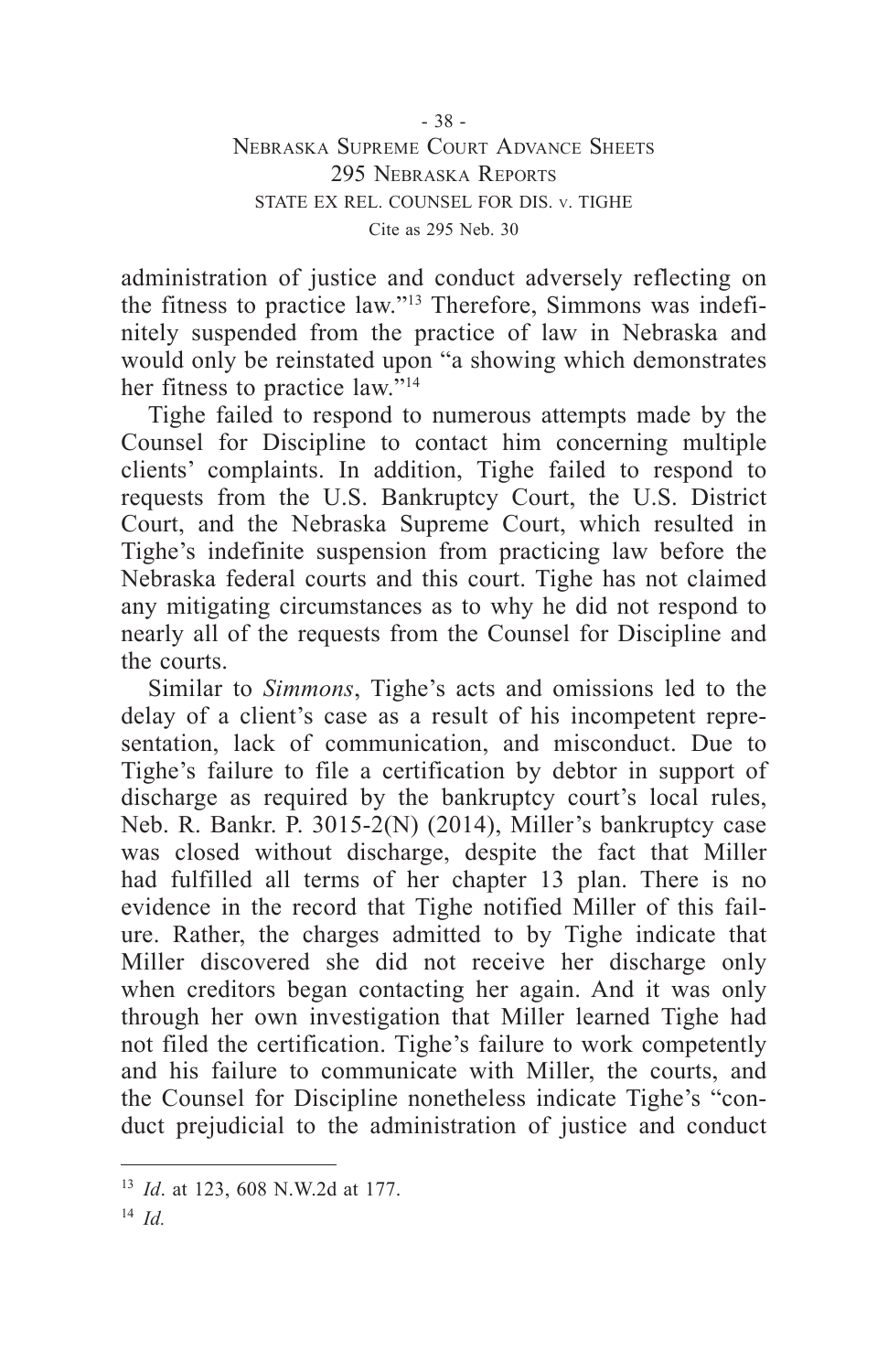administration of justice and conduct adversely reflecting on the fitness to practice law."[13] Therefore, Simmons was indefinitely suspended from the practice of law in Nebraska and would only be reinstated upon "a showing which demonstrates her fitness to practice law."[14]

Tighe failed to respond to numerous attempts made by the Counsel for Discipline to contact him concerning multiple clients' complaints. In addition, Tighe failed to respond to requests from the U.S. Bankruptcy Court, the U.S. District Court, and the Nebraska Supreme Court, which resulted in Tighe's indefinite suspension from practicing law before the Nebraska federal courts and this court. Tighe has not claimed any mitigating circumstances as to why he did not respond to nearly all of the requests from the Counsel for Discipline and the courts.

Similar to *Simmons*, Tighe's acts and omissions led to the delay of a client's case as a result of his incompetent representation, lack of communication, and misconduct. Due to Tighe's failure to file a certification by debtor in support of discharge as required by the bankruptcy court's local rules, Neb. R. Bankr. P. 3015-2(N) (2014), Miller's bankruptcy case was closed without discharge, despite the fact that Miller had fulfilled all terms of her chapter 13 plan. There is no evidence in the record that Tighe notified Miller of this failure. Rather, the charges admitted to by Tighe indicate that Miller discovered she did not receive her discharge only when creditors began contacting her again. And it was only through her own investigation that Miller learned Tighe had not filed the certification. Tighe's failure to work competently and his failure to communicate with Miller, the courts, and the Counsel for Discipline nonetheless indicate Tighe's "conduct prejudicial to the administration of justice and conduct

---

[13] *Id*. at 123, 608 N.W.2d at 177.

[14] *Id.*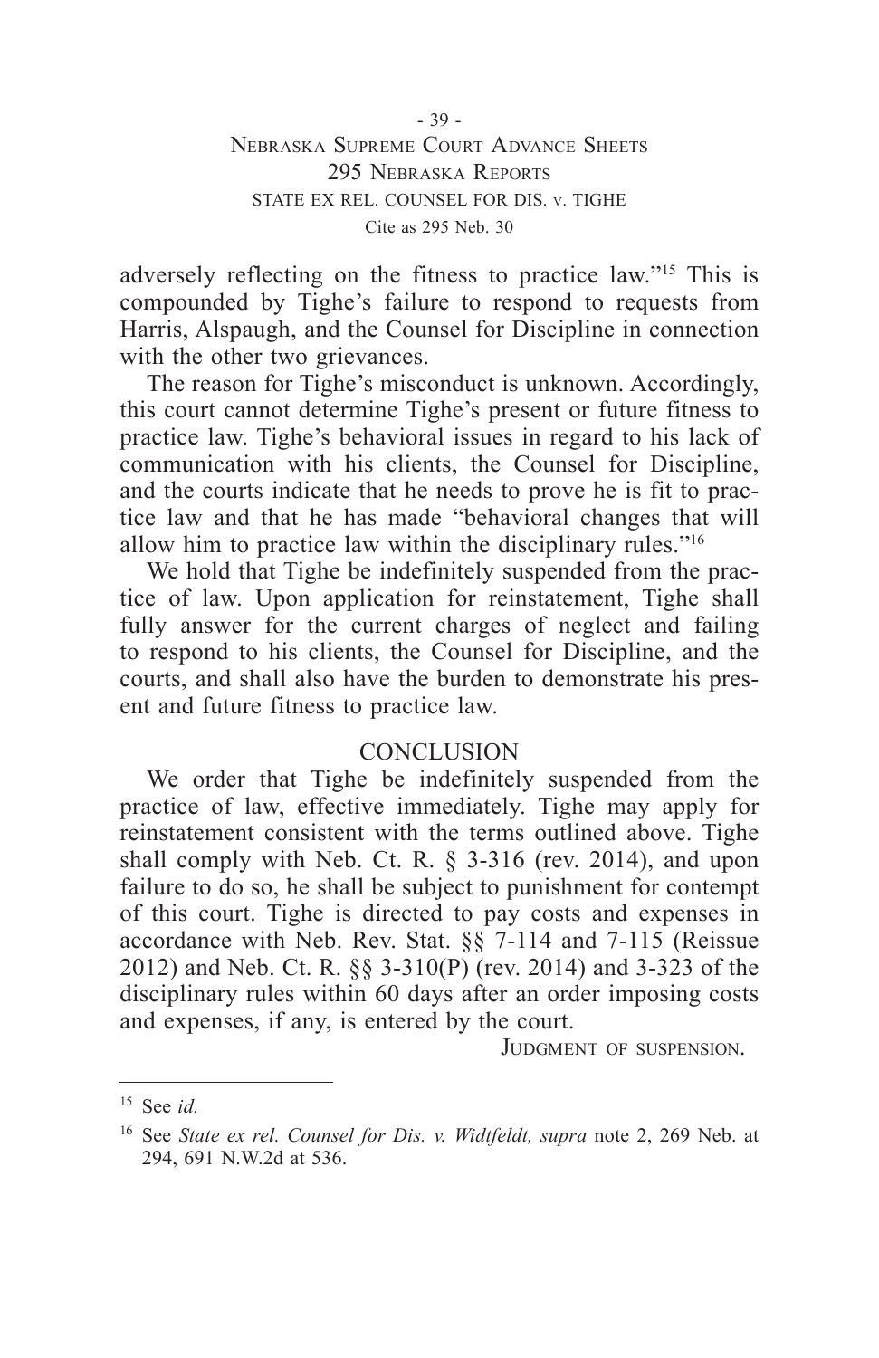adversely reflecting on the fitness to practice law."[15] This is compounded by Tighe's failure to respond to requests from Harris, Alspaugh, and the Counsel for Discipline in connection with the other two grievances.

The reason for Tighe's misconduct is unknown. Accordingly, this court cannot determine Tighe's present or future fitness to practice law. Tighe's behavioral issues in regard to his lack of communication with his clients, the Counsel for Discipline, and the courts indicate that he needs to prove he is fit to practice law and that he has made "behavioral changes that will allow him to practice law within the disciplinary rules."[16]

We hold that Tighe be indefinitely suspended from the practice of law. Upon application for reinstatement, Tighe shall fully answer for the current charges of neglect and failing to respond to his clients, the Counsel for Discipline, and the courts, and shall also have the burden to demonstrate his present and future fitness to practice law.

## CONCLUSION

We order that Tighe be indefinitely suspended from the practice of law, effective immediately. Tighe may apply for reinstatement consistent with the terms outlined above. Tighe shall comply with Neb. Ct. R. § 3-316 (rev. 2014), and upon failure to do so, he shall be subject to punishment for contempt of this court. Tighe is directed to pay costs and expenses in accordance with Neb. Rev. Stat. §§ 7-114 and 7-115 (Reissue 2012) and Neb. Ct. R. §§ 3-310(P) (rev. 2014) and 3-323 of the disciplinary rules within 60 days after an order imposing costs and expenses, if any, is entered by the court.

Judgment of suspension.

---

[15] See *id.*

[16] See *State ex rel. Counsel for Dis. v. Widtfeldt, supra* note 2, 269 Neb. at 294, 691 N.W.2d at 536.